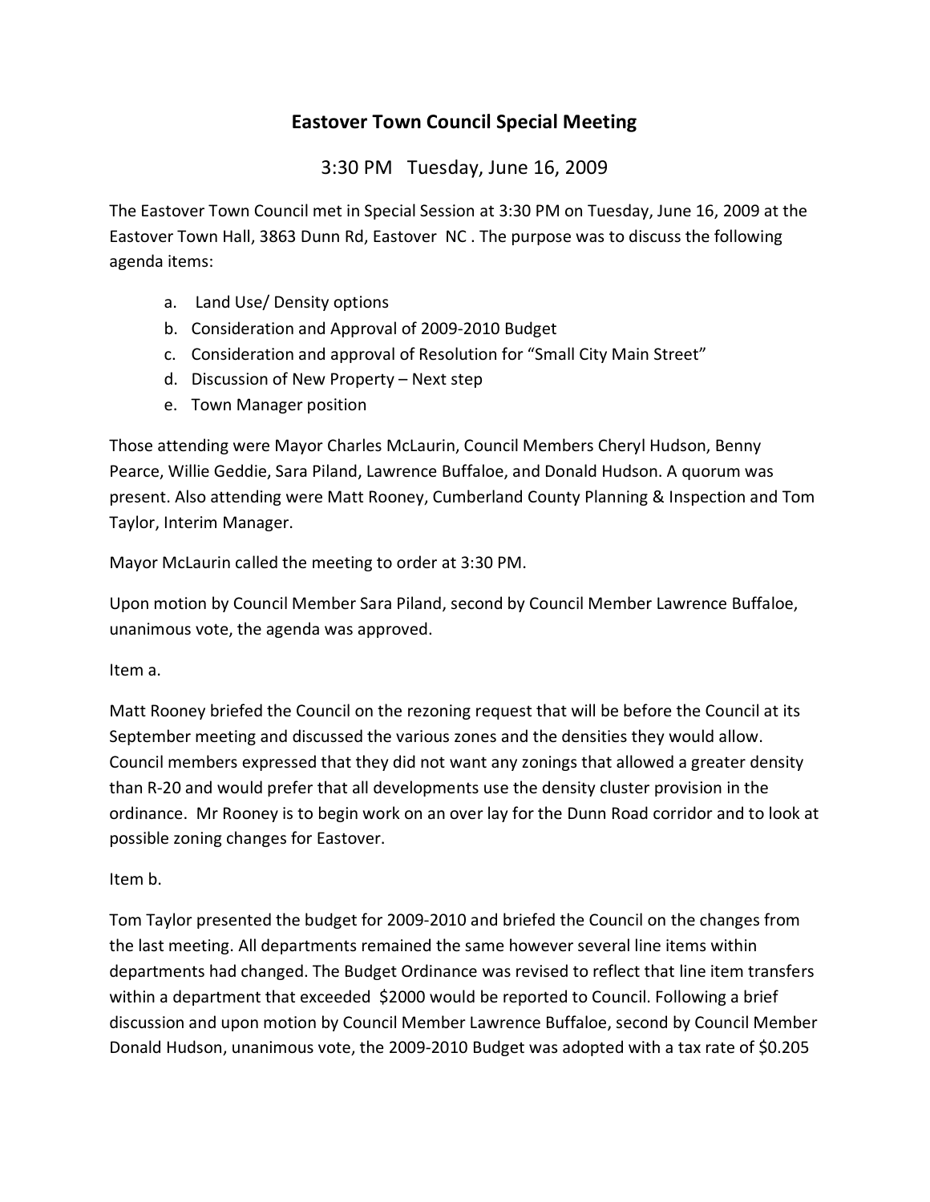# Eastover Town Council Special Meeting

3:30 PM Tuesday, June 16, 2009

The Eastover Town Council met in Special Session at 3:30 PM on Tuesday, June 16, 2009 at the Eastover Town Hall, 3863 Dunn Rd, Eastover NC . The purpose was to discuss the following agenda items:

a. Land Use/ Density options
b. Consideration and Approval of 2009-2010 Budget
c. Consideration and approval of Resolution for "Small City Main Street"
d. Discussion of New Property – Next step
e. Town Manager position

Those attending were Mayor Charles McLaurin, Council Members Cheryl Hudson, Benny Pearce, Willie Geddie, Sara Piland, Lawrence Buffaloe, and Donald Hudson. A quorum was present. Also attending were Matt Rooney, Cumberland County Planning & Inspection and Tom Taylor, Interim Manager.

Mayor McLaurin called the meeting to order at 3:30 PM.

Upon motion by Council Member Sara Piland, second by Council Member Lawrence Buffaloe, unanimous vote, the agenda was approved.

Item a.

Matt Rooney briefed the Council on the rezoning request that will be before the Council at its September meeting and discussed the various zones and the densities they would allow. Council members expressed that they did not want any zonings that allowed a greater density than R-20 and would prefer that all developments use the density cluster provision in the ordinance. Mr Rooney is to begin work on an over lay for the Dunn Road corridor and to look at possible zoning changes for Eastover.

Item b.

Tom Taylor presented the budget for 2009-2010 and briefed the Council on the changes from the last meeting. All departments remained the same however several line items within departments had changed. The Budget Ordinance was revised to reflect that line item transfers within a department that exceeded $2000 would be reported to Council. Following a brief discussion and upon motion by Council Member Lawrence Buffaloe, second by Council Member Donald Hudson, unanimous vote, the 2009-2010 Budget was adopted with a tax rate of $0.205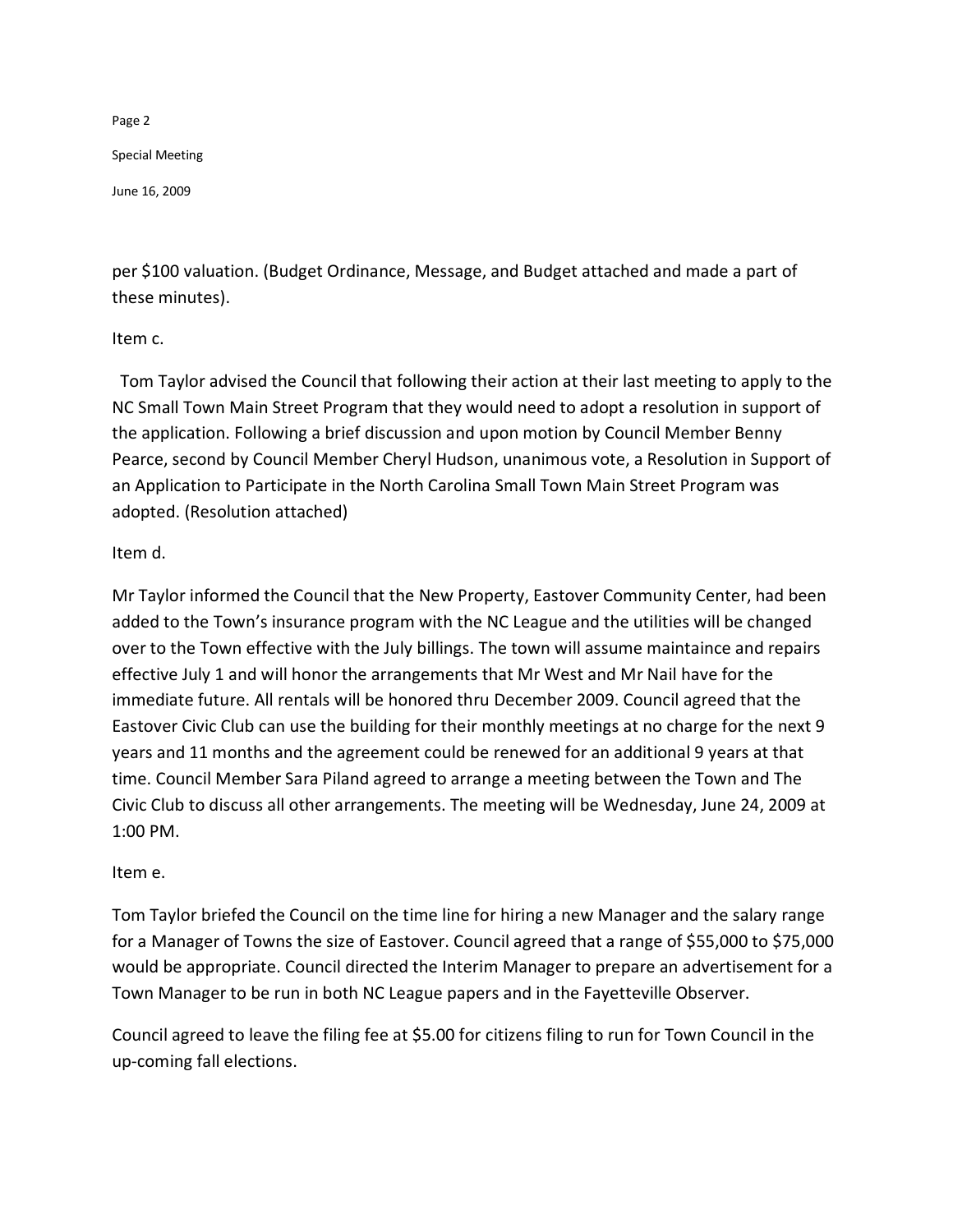per $100 valuation. (Budget Ordinance, Message, and Budget attached and made a part of these minutes).

Item c.

Tom Taylor advised the Council that following their action at their last meeting to apply to the NC Small Town Main Street Program that they would need to adopt a resolution in support of the application. Following a brief discussion and upon motion by Council Member Benny Pearce, second by Council Member Cheryl Hudson, unanimous vote, a Resolution in Support of an Application to Participate in the North Carolina Small Town Main Street Program was adopted. (Resolution attached)

Item d.

Mr Taylor informed the Council that the New Property, Eastover Community Center, had been added to the Town's insurance program with the NC League and the utilities will be changed over to the Town effective with the July billings. The town will assume maintaince and repairs effective July 1 and will honor the arrangements that Mr West and Mr Nail have for the immediate future. All rentals will be honored thru December 2009. Council agreed that the Eastover Civic Club can use the building for their monthly meetings at no charge for the next 9 years and 11 months and the agreement could be renewed for an additional 9 years at that time. Council Member Sara Piland agreed to arrange a meeting between the Town and The Civic Club to discuss all other arrangements. The meeting will be Wednesday, June 24, 2009 at 1:00 PM.

Item e.

Tom Taylor briefed the Council on the time line for hiring a new Manager and the salary range for a Manager of Towns the size of Eastover. Council agreed that a range of $55,000 to $75,000 would be appropriate. Council directed the Interim Manager to prepare an advertisement for a Town Manager to be run in both NC League papers and in the Fayetteville Observer.

Council agreed to leave the filing fee at $5.00 for citizens filing to run for Town Council in the up-coming fall elections.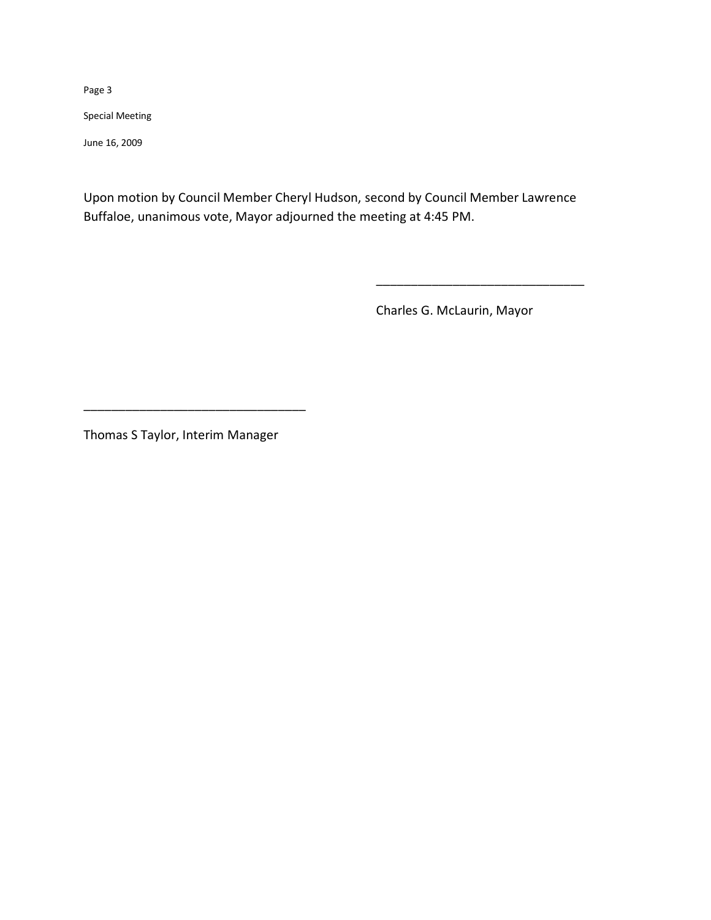Upon motion by Council Member Cheryl Hudson, second by Council Member Lawrence Buffaloe, unanimous vote, Mayor adjourned the meeting at 4:45 PM.

______________________________

Charles G. McLaurin, Mayor

________________________________

Thomas S Taylor, Interim Manager